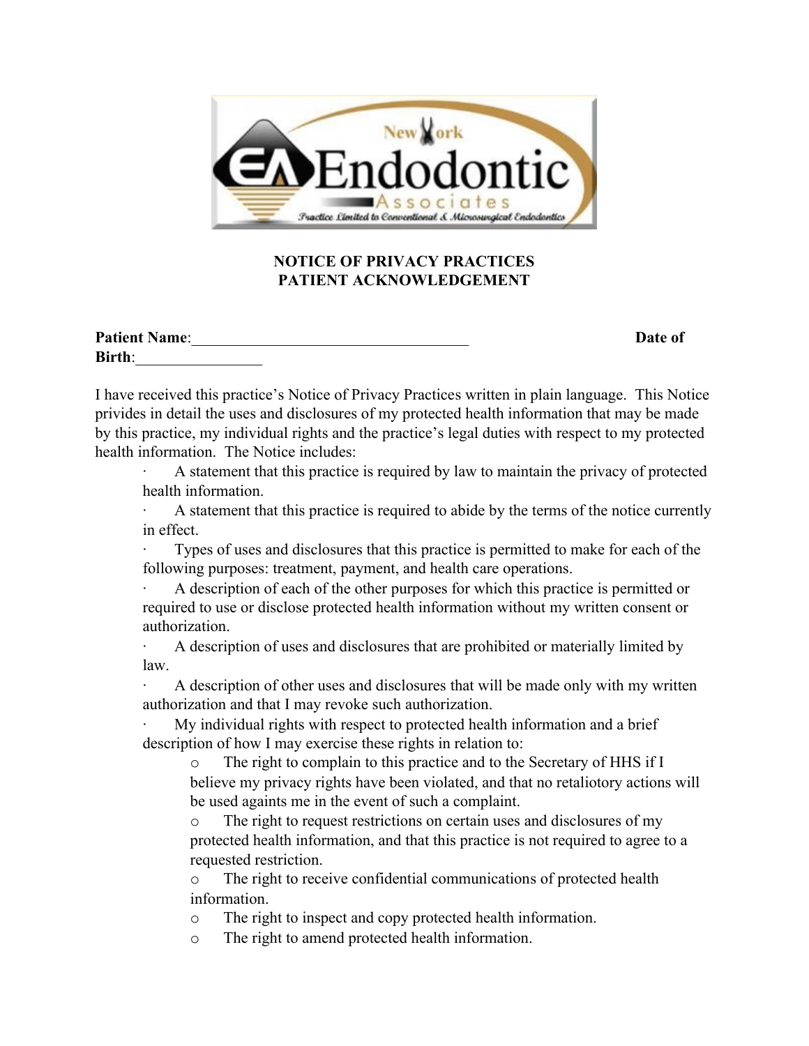**NOTICE OF PRIVACY PRACTICES**
**PATIENT ACKNOWLEDGEMENT**

**Patient Name**:____________________________________ **Date of Birth**:________________

I have received this practice's Notice of Privacy Practices written in plain language. This Notice privides in detail the uses and disclosures of my protected health information that may be made by this practice, my individual rights and the practice's legal duties with respect to my protected health information. The Notice includes:

- A statement that this practice is required by law to maintain the privacy of protected health information.
- A statement that this practice is required to abide by the terms of the notice currently in effect.
- Types of uses and disclosures that this practice is permitted to make for each of the following purposes: treatment, payment, and health care operations.
- A description of each of the other purposes for which this practice is permitted or required to use or disclose protected health information without my written consent or authorization.
- A description of uses and disclosures that are prohibited or materially limited by law.
- A description of other uses and disclosures that will be made only with my written authorization and that I may revoke such authorization.
- My individual rights with respect to protected health information and a brief description of how I may exercise these rights in relation to:
    - The right to complain to this practice and to the Secretary of HHS if I believe my privacy rights have been violated, and that no retaliotory actions will be used againts me in the event of such a complaint.
    - The right to request restrictions on certain uses and disclosures of my protected health information, and that this practice is not required to agree to a requested restriction.
    - The right to receive confidential communications of protected health information.
    - The right to inspect and copy protected health information.
    - The right to amend protected health information.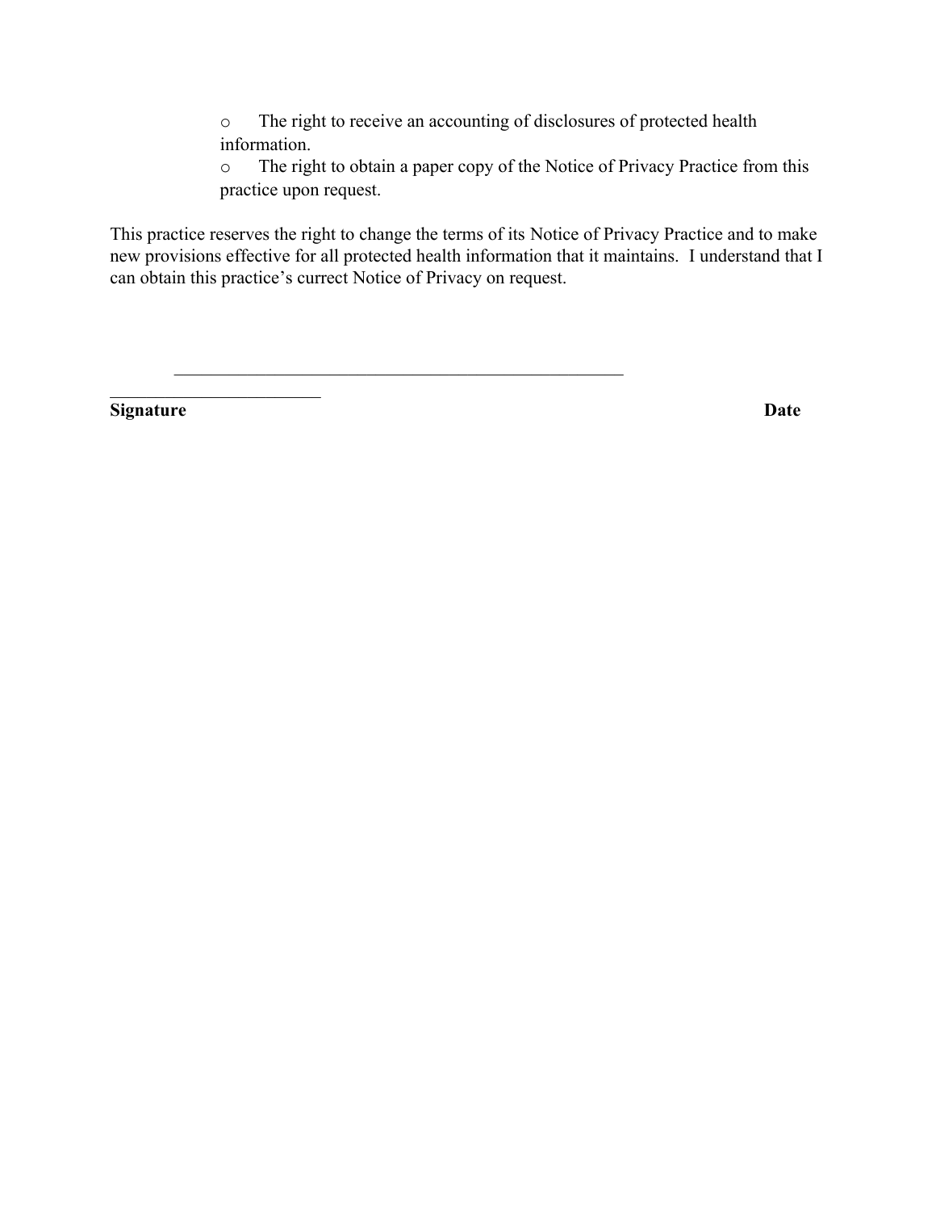- The right to receive an accounting of disclosures of protected health information.
- The right to obtain a paper copy of the Notice of Privacy Practice from this practice upon request.

This practice reserves the right to change the terms of its Notice of Privacy Practice and to make new provisions effective for all protected health information that it maintains.  I understand that I can obtain this practice's currect Notice of Privacy on request.

_______________________________________________________ _________________________

**Signature** **Date**